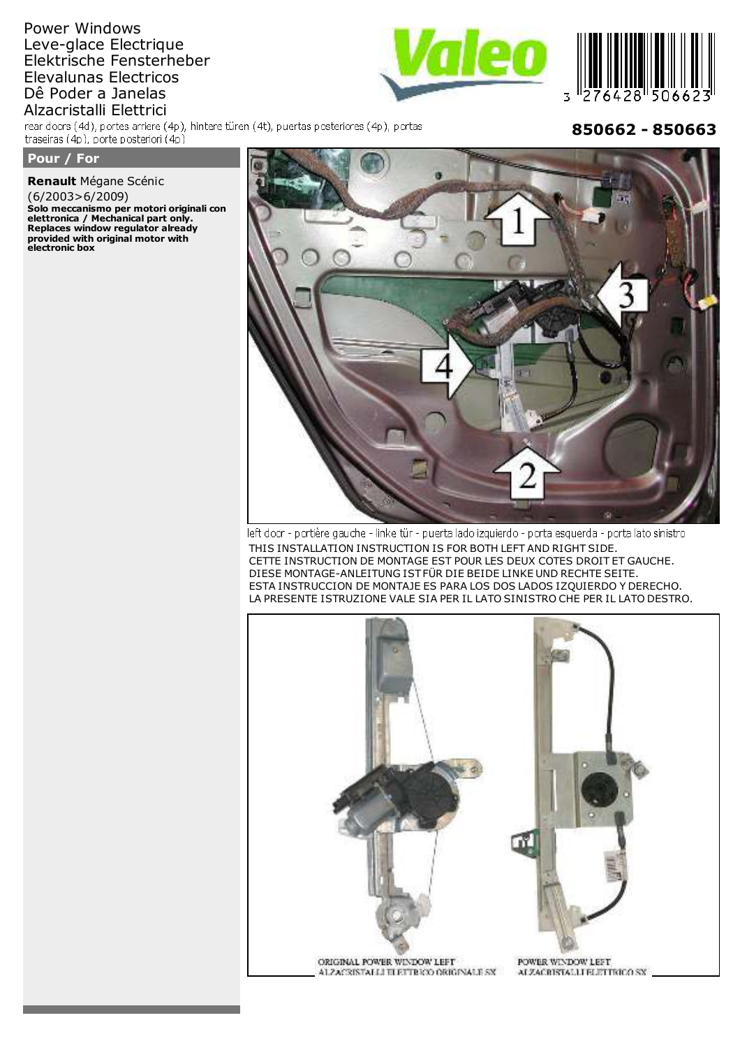Power Windows
Leve-glace Electrique
Elektrische Fensterheber
Elevalunas Electricos
Dê Poder a Janelas
Alzacristalli Elettrici

rear doors (4d), portes arriere (4p), hintere türen (4t), puertas posteriores (4p), portas traseiras (4p), porte posteriori (4p)

**850662 - 850663**

3 276428 506623

## Pour / For

**Renault** Mégane Scénic
(6/2003>6/2009)
**Solo meccanismo per motori originali con elettronica / Mechanical part only. Replaces window regulator already provided with original motor with electronic box**

left door - portière gauche - linke tür - puerta lado izquierdo - porta esquerda - porta lato sinistro

THIS INSTALLATION INSTRUCTION IS FOR BOTH LEFT AND RIGHT SIDE.
CETTE INSTRUCTION DE MONTAGE EST POUR LES DEUX COTES DROIT ET GAUCHE.
DIESE MONTAGE-ANLEITUNG IST FÜR DIE BEIDE LINKE UND RECHTE SEITE.
ESTA INSTRUCCION DE MONTAJE ES PARA LOS DOS LADOS IZQUIERDO Y DERECHO.
LA PRESENTE ISTRUZIONE VALE SIA PER IL LATO SINISTRO CHE PER IL LATO DESTRO.

ORIGINAL POWER WINDOW LEFT
ALZACRISTALLI ELETTRICO ORIGINALE SX

POWER WINDOW LEFT
ALZACRISTALLI ELETTRICO SX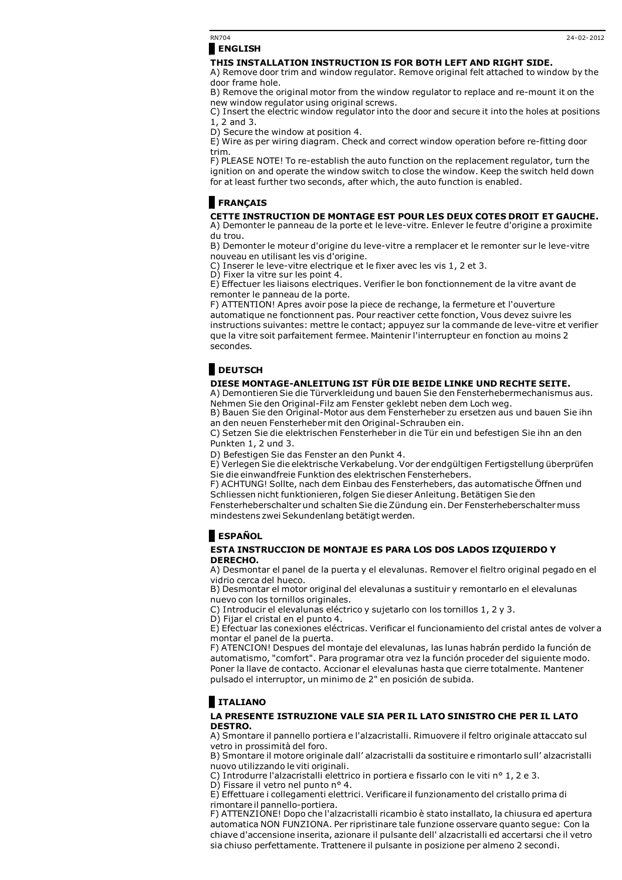## ENGLISH

**THIS INSTALLATION INSTRUCTION IS FOR BOTH LEFT AND RIGHT SIDE.**

A) Remove door trim and window regulator. Remove original felt attached to window by the door frame hole.
B) Remove the original motor from the window regulator to replace and re-mount it on the new window regulator using original screws.
C) Insert the electric window regulator into the door and secure it into the holes at positions 1, 2 and 3.
D) Secure the window at position 4.
E) Wire as per wiring diagram. Check and correct window operation before re-fitting door trim.
F) PLEASE NOTE! To re-establish the auto function on the replacement regulator, turn the ignition on and operate the window switch to close the window. Keep the switch held down for at least further two seconds, after which, the auto function is enabled.

## FRANÇAIS

**CETTE INSTRUCTION DE MONTAGE EST POUR LES DEUX COTES DROIT ET GAUCHE.**

A) Demonter le panneau de la porte et le leve-vitre. Enlever le feutre d'origine a proximite du trou.
B) Demonter le moteur d'origine du leve-vitre a remplacer et le remonter sur le leve-vitre nouveau en utilisant les vis d'origine.
C) Inserer le leve-vitre electrique et le fixer avec les vis 1, 2 et 3.
D) Fixer la vitre sur les point 4.
E) Effectuer les liaisons electriques. Verifier le bon fonctionnement de la vitre avant de remonter le panneau de la porte.
F) ATTENTION! Apres avoir pose la piece de rechange, la fermeture et l'ouverture automatique ne fonctionnent pas. Pour reactiver cette fonction, Vous devez suivre les instructions suivantes: mettre le contact; appuyez sur la commande de leve-vitre et verifier que la vitre soit parfaitement fermee. Maintenir l'interrupteur en fonction au moins 2 secondes.

## DEUTSCH

**DIESE MONTAGE-ANLEITUNG IST FÜR DIE BEIDE LINKE UND RECHTE SEITE.**

A) Demontieren Sie die Türverkleidung und bauen Sie den Fensterhebermechanismus aus. Nehmen Sie den Original-Filz am Fenster geklebt neben dem Loch weg.
B) Bauen Sie den Original-Motor aus dem Fensterheber zu ersetzen aus und bauen Sie ihn an den neuen Fensterheber mit den Original-Schrauben ein.
C) Setzen Sie die elektrischen Fensterheber in die Tür ein und befestigen Sie ihn an den Punkten 1, 2 und 3.
D) Befestigen Sie das Fenster an den Punkt 4.
E) Verlegen Sie die elektrische Verkabelung. Vor der endgültigen Fertigstellung überprüfen Sie die einwandfreie Funktion des elektrischen Fensterhebers.
F) ACHTUNG! Sollte, nach dem Einbau des Fensterhebers, das automatische Öffnen und Schliessen nicht funktionieren, folgen Sie dieser Anleitung. Betätigen Sie den Fensterheberschalter und schalten Sie die Zündung ein. Der Fensterheberschalter muss mindestens zwei Sekundenlang betätigt werden.

## ESPAÑOL

**ESTA INSTRUCCION DE MONTAJE ES PARA LOS DOS LADOS IZQUIERDO Y DERECHO.**

A) Desmontar el panel de la puerta y el elevalunas. Remover el fieltro original pegado en el vidrio cerca del hueco.
B) Desmontar el motor original del elevalunas a sustituir y remontarlo en el elevalunas nuevo con los tornillos originales.
C) Introducir el elevalunas eléctrico y sujetarlo con los tornillos 1, 2 y 3.
D) Fijar el cristal en el punto 4.
E) Efectuar las conexiones eléctricas. Verificar el funcionamiento del cristal antes de volver a montar el panel de la puerta.
F) ATENCION! Despues del montaje del elevalunas, las lunas habrán perdido la función de automatismo, "comfort". Para programar otra vez la función proceder del siguiente modo. Poner la llave de contacto. Accionar el elevalunas hasta que cierre totalmente. Mantener pulsado el interruptor, un minimo de 2" en posición de subida.

## ITALIANO

**LA PRESENTE ISTRUZIONE VALE SIA PER IL LATO SINISTRO CHE PER IL LATO DESTRO.**

A) Smontare il pannello portiera e l'alzacristalli. Rimuovere il feltro originale attaccato sul vetro in prossimità del foro.
B) Smontare il motore originale dall' alzacristalli da sostituire e rimontarlo sull' alzacristalli nuovo utilizzando le viti originali.
C) Introdurre l'alzacristalli elettrico in portiera e fissarlo con le viti n° 1, 2 e 3.
D) Fissare il vetro nel punto n° 4.
E) Effettuare i collegamenti elettrici. Verificare il funzionamento del cristallo prima di rimontare il pannello-portiera.
F) ATTENZIONE! Dopo che l'alzacristalli ricambio è stato installato, la chiusura ed apertura automatica NON FUNZIONA. Per ripristinare tale funzione osservare quanto segue: Con la chiave d'accensione inserita, azionare il pulsante dell' alzacristalli ed accertarsi che il vetro sia chiuso perfettamente. Trattenere il pulsante in posizione per almeno 2 secondi.